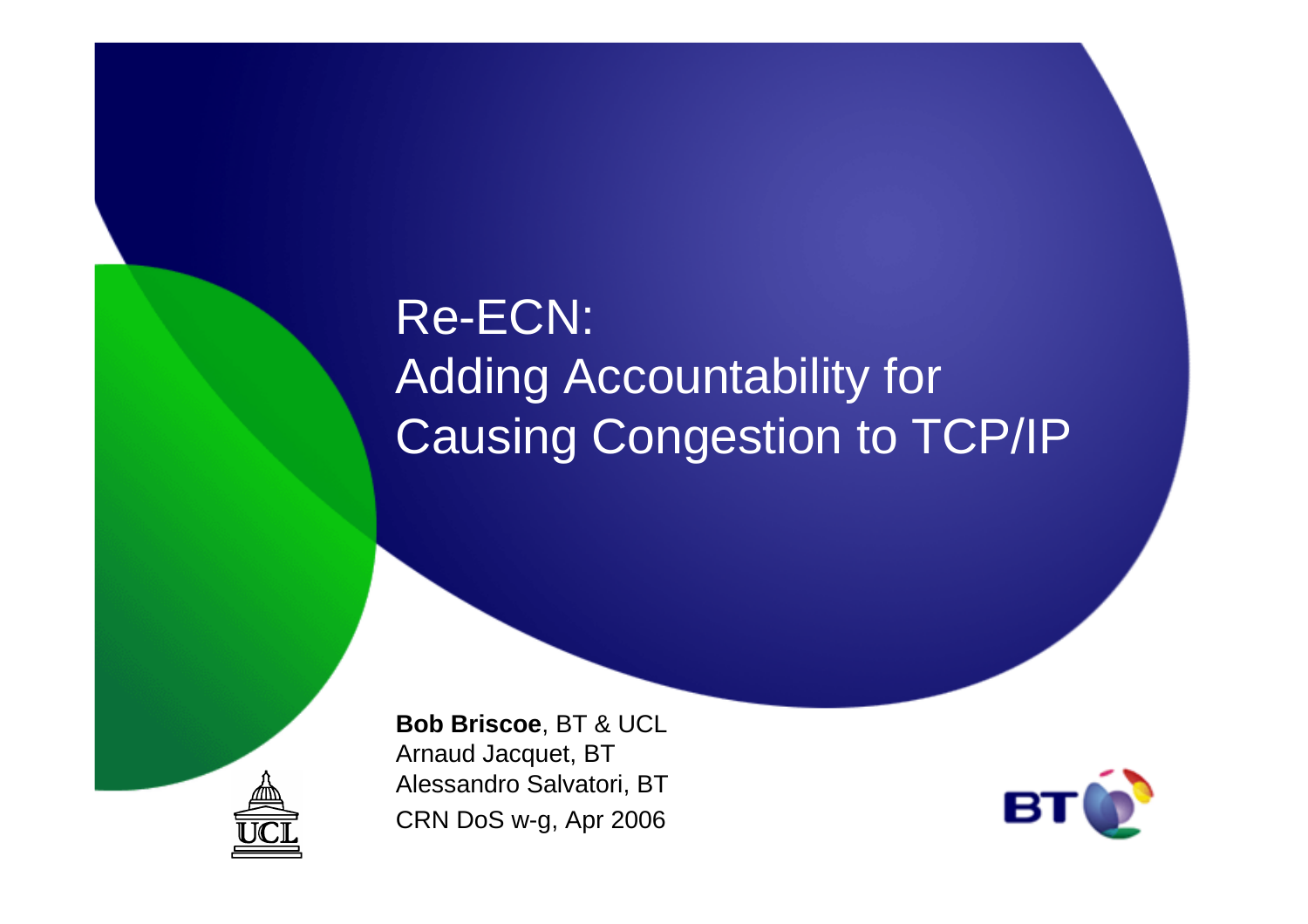# Re-ECN:
# Adding Accountability for Causing Congestion to TCP/IP

**Bob Briscoe**, BT & UCL
Arnaud Jacquet, BT
Alessandro Salvatori, BT
CRN DoS w-g, Apr 2006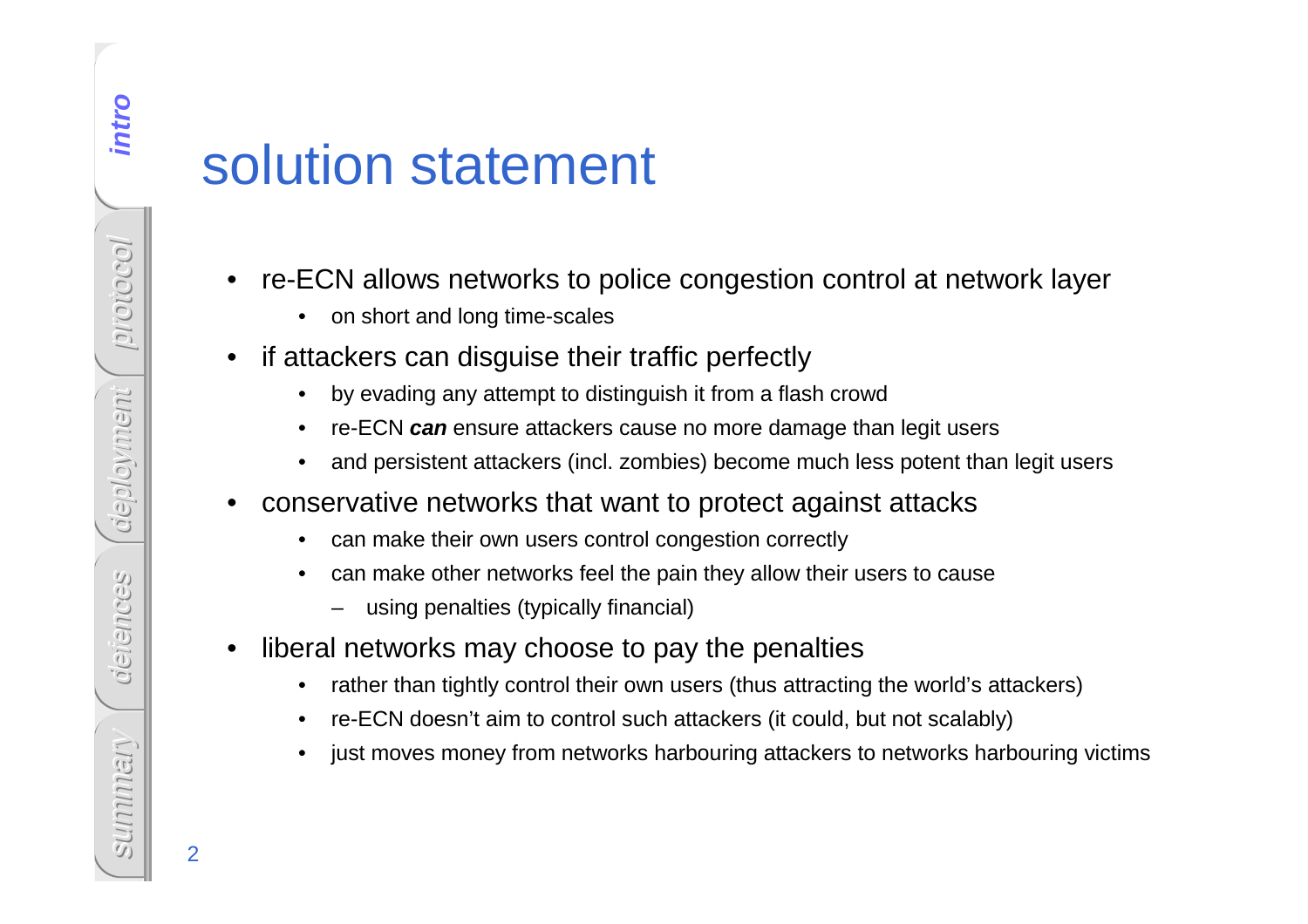# solution statement

- re-ECN allows networks to police congestion control at network layer
  - on short and long time-scales
- if attackers can disguise their traffic perfectly
  - by evading any attempt to distinguish it from a flash crowd
  - re-ECN ***can*** ensure attackers cause no more damage than legit users
  - and persistent attackers (incl. zombies) become much less potent than legit users
- conservative networks that want to protect against attacks
  - can make their own users control congestion correctly
  - can make other networks feel the pain they allow their users to cause
    - using penalties (typically financial)
- liberal networks may choose to pay the penalties
  - rather than tightly control their own users (thus attracting the world's attackers)
  - re-ECN doesn't aim to control such attackers (it could, but not scalably)
  - just moves money from networks harbouring attackers to networks harbouring victims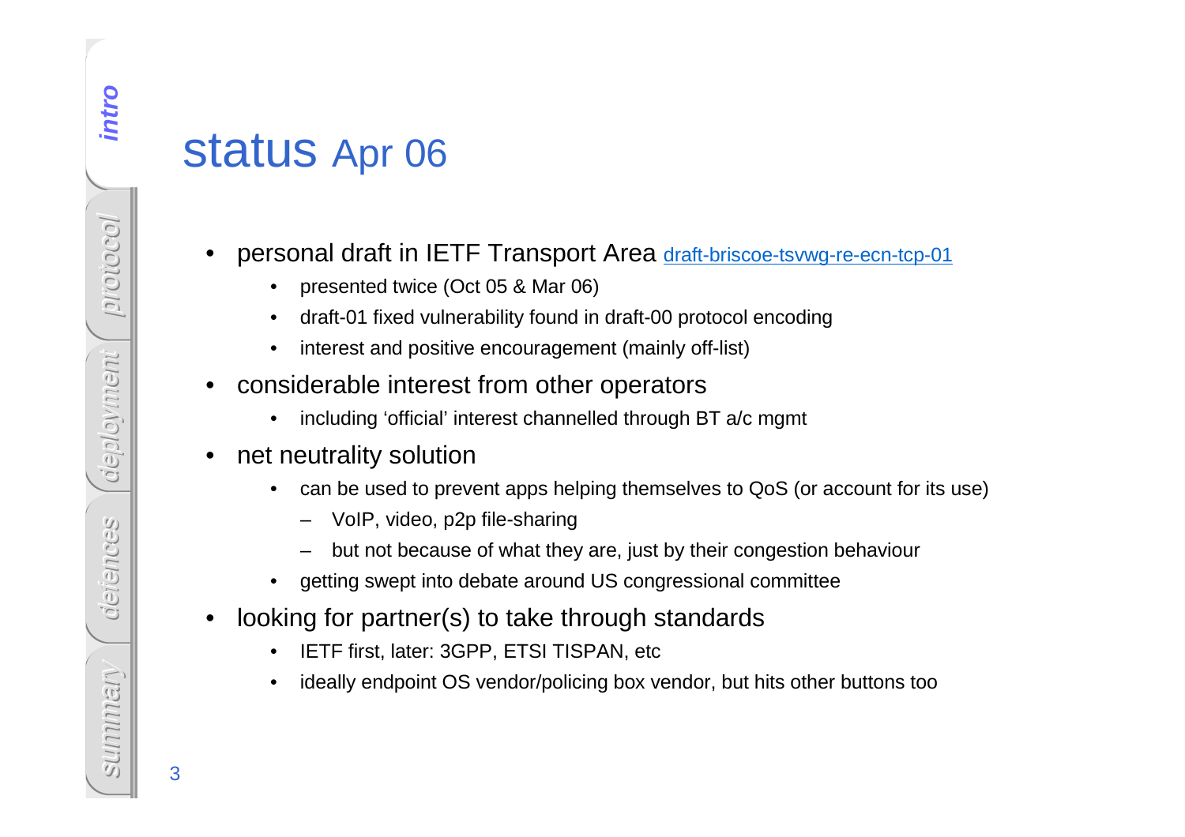# status Apr 06

- personal draft in IETF Transport Area [draft-briscoe-tsvwg-re-ecn-tcp-01]
  - presented twice (Oct 05 & Mar 06)
  - draft-01 fixed vulnerability found in draft-00 protocol encoding
  - interest and positive encouragement (mainly off-list)
- considerable interest from other operators
  - including ‘official’ interest channelled through BT a/c mgmt
- net neutrality solution
  - can be used to prevent apps helping themselves to QoS (or account for its use)
    - VoIP, video, p2p file-sharing
    - but not because of what they are, just by their congestion behaviour
  - getting swept into debate around US congressional committee
- looking for partner(s) to take through standards
  - IETF first, later: 3GPP, ETSI TISPAN, etc
  - ideally endpoint OS vendor/policing box vendor, but hits other buttons too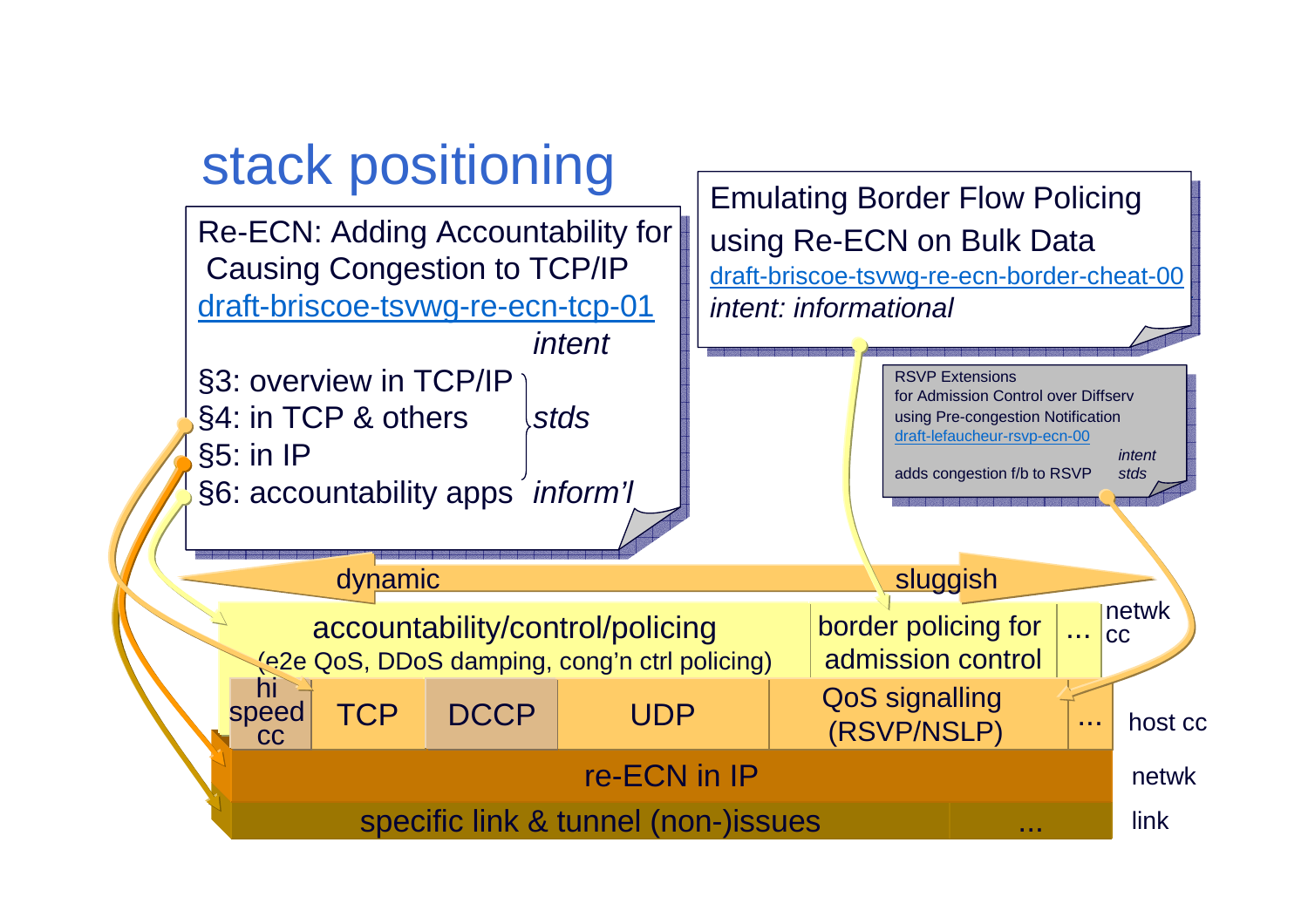# stack positioning

**Re-ECN: Adding Accountability for Causing Congestion to TCP/IP**
draft-briscoe-tsvwg-re-ecn-tcp-01

| | *intent* |
|---|---|
| §3: overview in TCP/IP | *stds* |
| §4: in TCP & others | *stds* |
| §5: in IP | *stds* |
| §6: accountability apps | *inform'l* |

**Emulating Border Flow Policing using Re-ECN on Bulk Data**
draft-briscoe-tsvwg-re-ecn-border-cheat-00
*intent: informational*

**RSVP Extensions for Admission Control over Diffserv using Pre-congestion Notification**
draft-lefaucheur-rsvp-ecn-00
adds congestion f/b to RSVP — *intent: stds*

dynamic ⟷ sluggish

| Layer | | | | | | |
|---|---|---|---|---|---|---|
| netwk cc | accountability/control/policing (e2e QoS, DDoS damping, cong'n ctrl policing) | | | | border policing for admission control | ... |
| host cc | hi speed cc | TCP | DCCP | UDP | QoS signalling (RSVP/NSLP) | ... |
| netwk | re-ECN in IP | | | | | |
| link | specific link & tunnel (non-)issues | | | | | ... |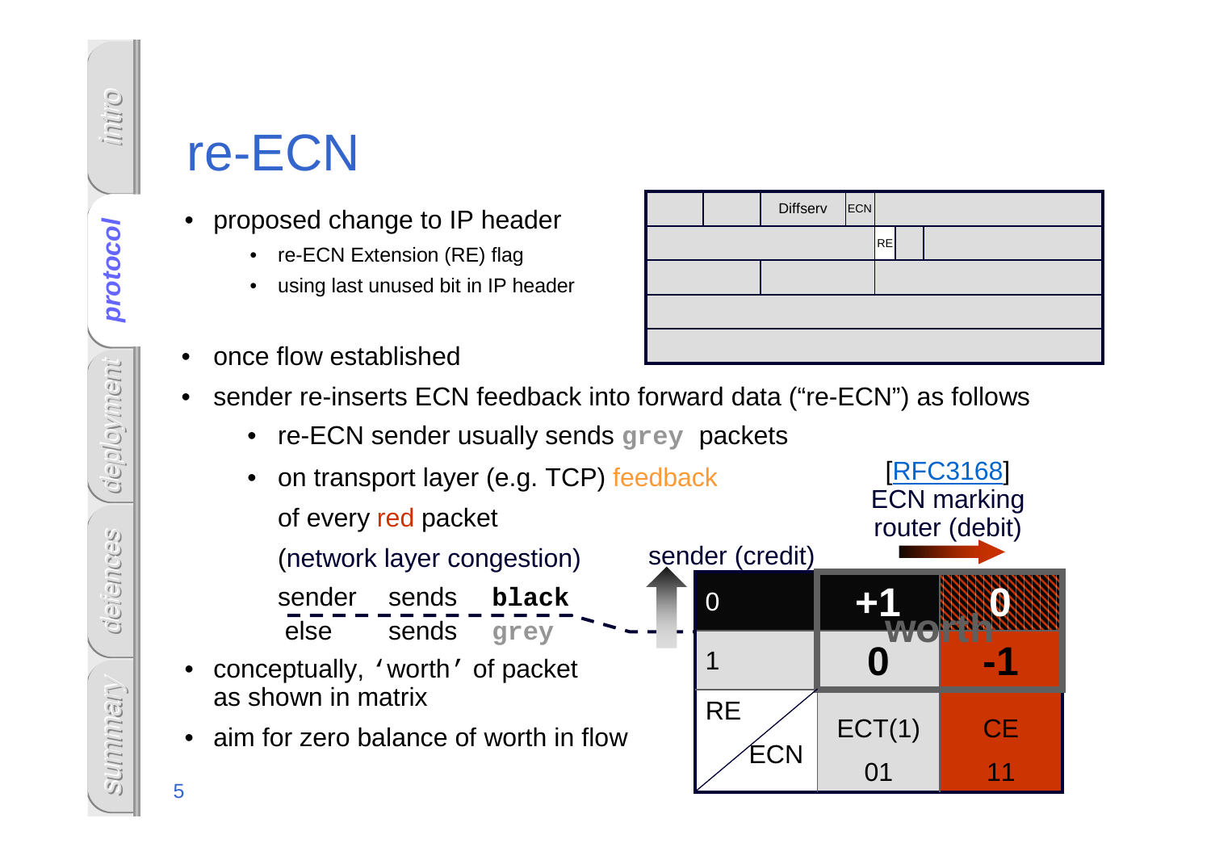# re-ECN

- proposed change to IP header
  - re-ECN Extension (RE) flag
  - using last unused bit in IP header

| | | Diffserv | ECN | |
|---|---|---|---|---|
| | | | RE | |
| | | | | |
| | | | | |
| | | | | |

- once flow established
- sender re-inserts ECN feedback into forward data ("re-ECN") as follows
  - re-ECN sender usually sends **grey** packets
  - on transport layer (e.g. TCP) feedback of every red packet (network layer congestion)

    sender sends **black**

    else sends **grey**
- conceptually, 'worth' of packet as shown in matrix
- aim for zero balance of worth in flow

[RFC3168] ECN marking router (debit)

sender (credit)

| RE \ ECN | ECT(1) 01 | CE 11 |
|---|---|---|
| 0 | +1 | 0 |
| 1 | 0 | -1 |

worth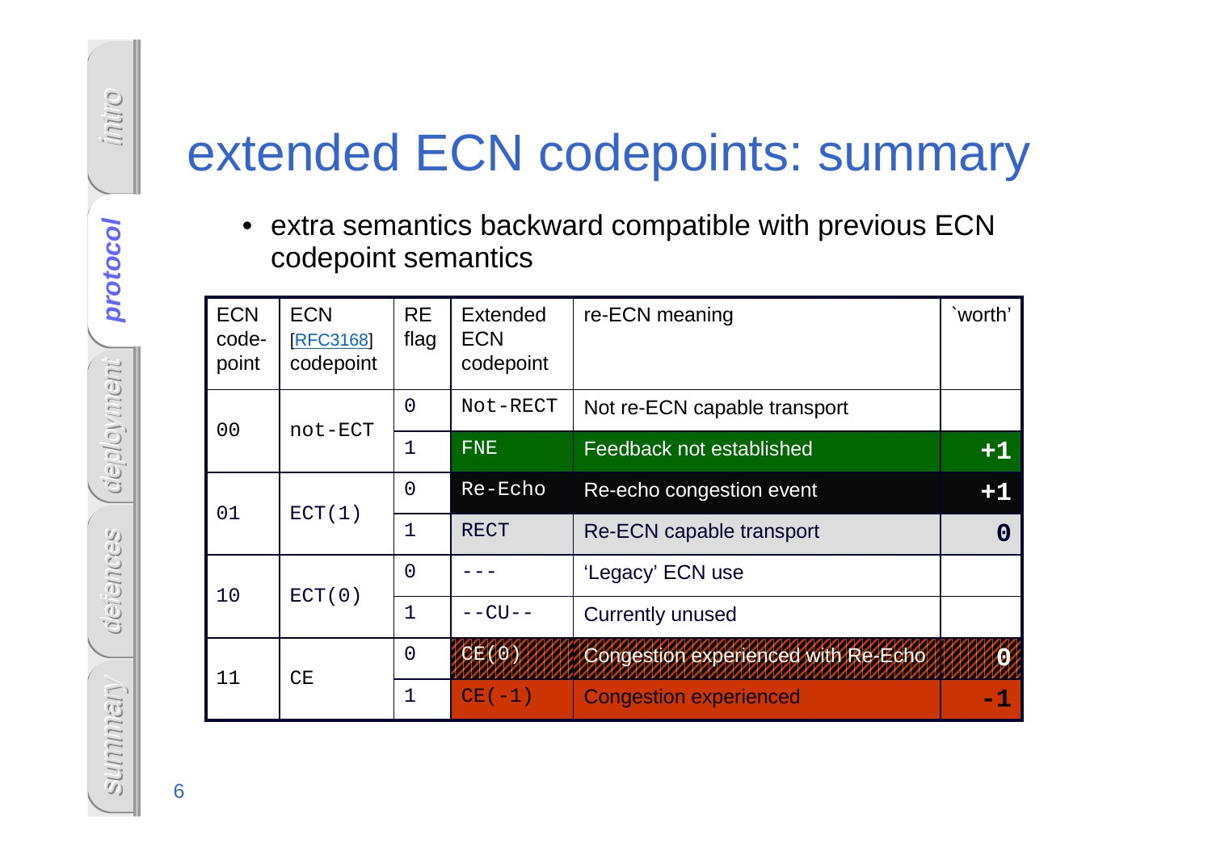# extended ECN codepoints: summary

- extra semantics backward compatible with previous ECN codepoint semantics

| ECN code-point | ECN [RFC3168] codepoint | RE flag | Extended ECN codepoint | re-ECN meaning | `worth' |
|---|---|---|---|---|---|
| 00 | not-ECT | 0 | Not-RECT | Not re-ECN capable transport | |
| | | 1 | FNE | Feedback not established | +1 |
| 01 | ECT(1) | 0 | Re-Echo | Re-echo congestion event | +1 |
| | | 1 | RECT | Re-ECN capable transport | 0 |
| 10 | ECT(0) | 0 | --- | 'Legacy' ECN use | |
| | | 1 | --CU-- | Currently unused | |
| 11 | CE | 0 | CE(0) | Congestion experienced with Re-Echo | 0 |
| | | 1 | CE(-1) | Congestion experienced | -1 |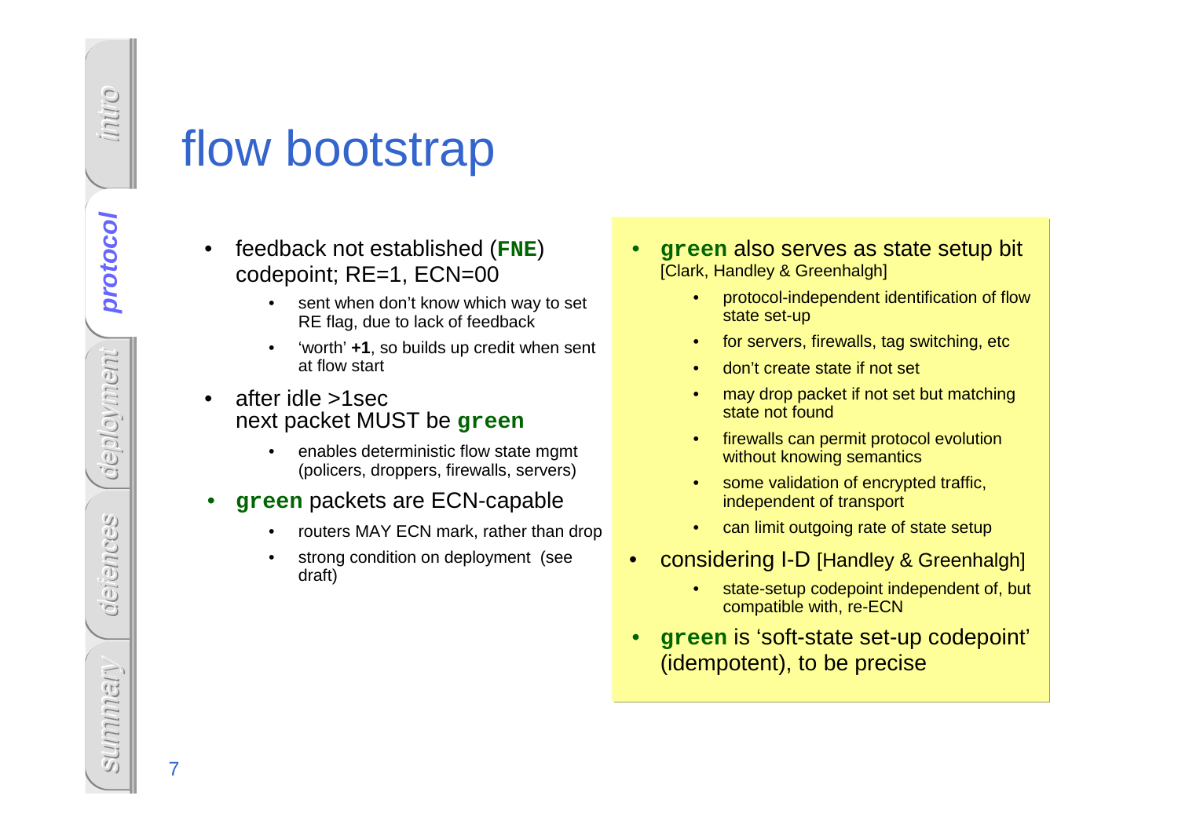# flow bootstrap

- feedback not established (**`FNE`**) codepoint; RE=1, ECN=00
  - sent when don't know which way to set RE flag, due to lack of feedback
  - 'worth' **+1**, so builds up credit when sent at flow start
- after idle >1sec next packet MUST be **`green`**
  - enables deterministic flow state mgmt (policers, droppers, firewalls, servers)
- **`green`** packets are ECN-capable
  - routers MAY ECN mark, rather than drop
  - strong condition on deployment (see draft)

---

- **`green`** also serves as state setup bit [Clark, Handley & Greenhalgh]
  - protocol-independent identification of flow state set-up
  - for servers, firewalls, tag switching, etc
  - don't create state if not set
  - may drop packet if not set but matching state not found
  - firewalls can permit protocol evolution without knowing semantics
  - some validation of encrypted traffic, independent of transport
  - can limit outgoing rate of state setup
- considering I-D [Handley & Greenhalgh]
  - state-setup codepoint independent of, but compatible with, re-ECN
- **`green`** is 'soft-state set-up codepoint' (idempotent), to be precise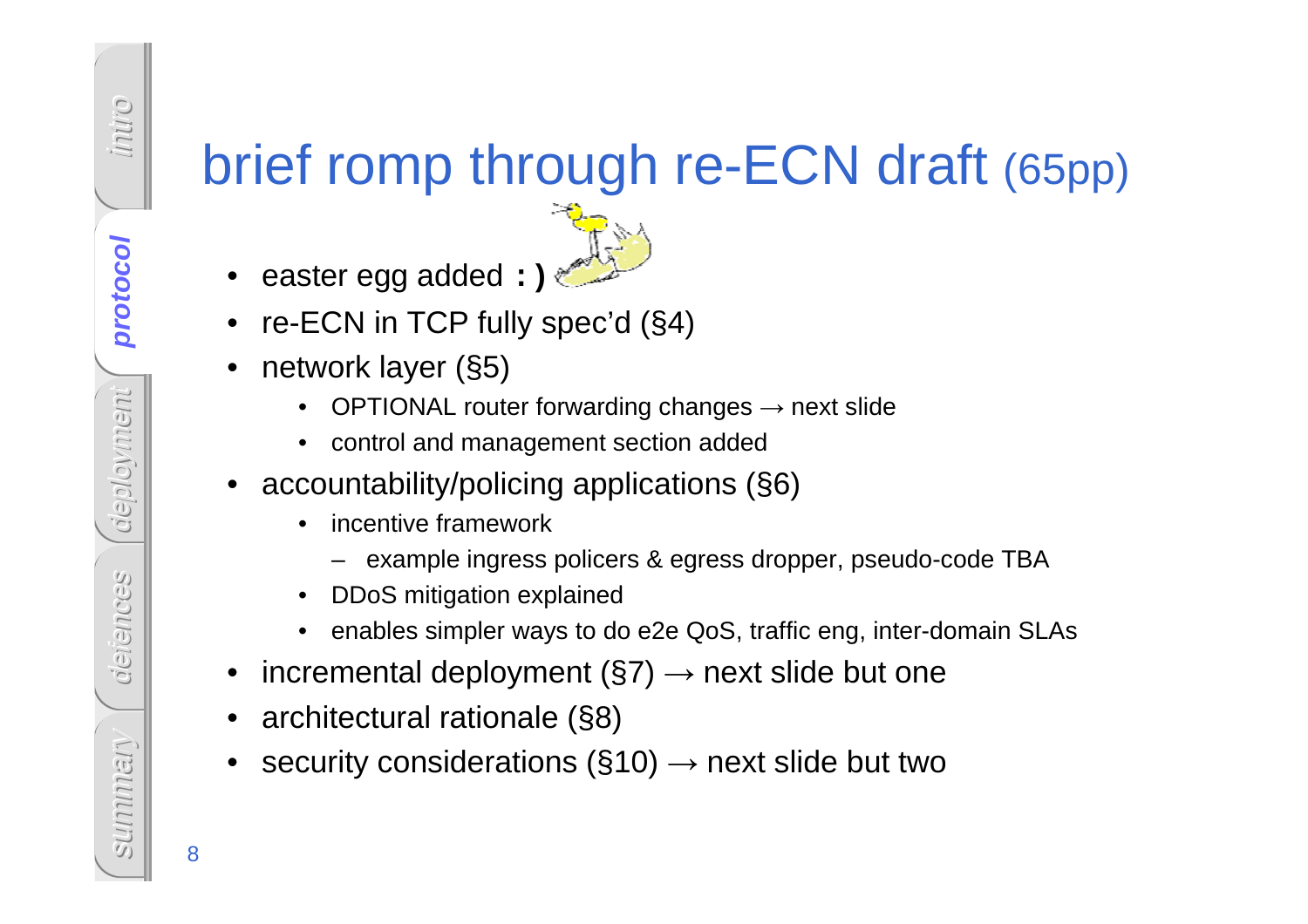# brief romp through re-ECN draft (65pp)

- easter egg added **:)**
- re-ECN in TCP fully spec'd (§4)
- network layer (§5)
  - OPTIONAL router forwarding changes → next slide
  - control and management section added
- accountability/policing applications (§6)
  - incentive framework
    - example ingress policers & egress dropper, pseudo-code TBA
  - DDoS mitigation explained
  - enables simpler ways to do e2e QoS, traffic eng, inter-domain SLAs
- incremental deployment (§7) → next slide but one
- architectural rationale (§8)
- security considerations (§10) → next slide but two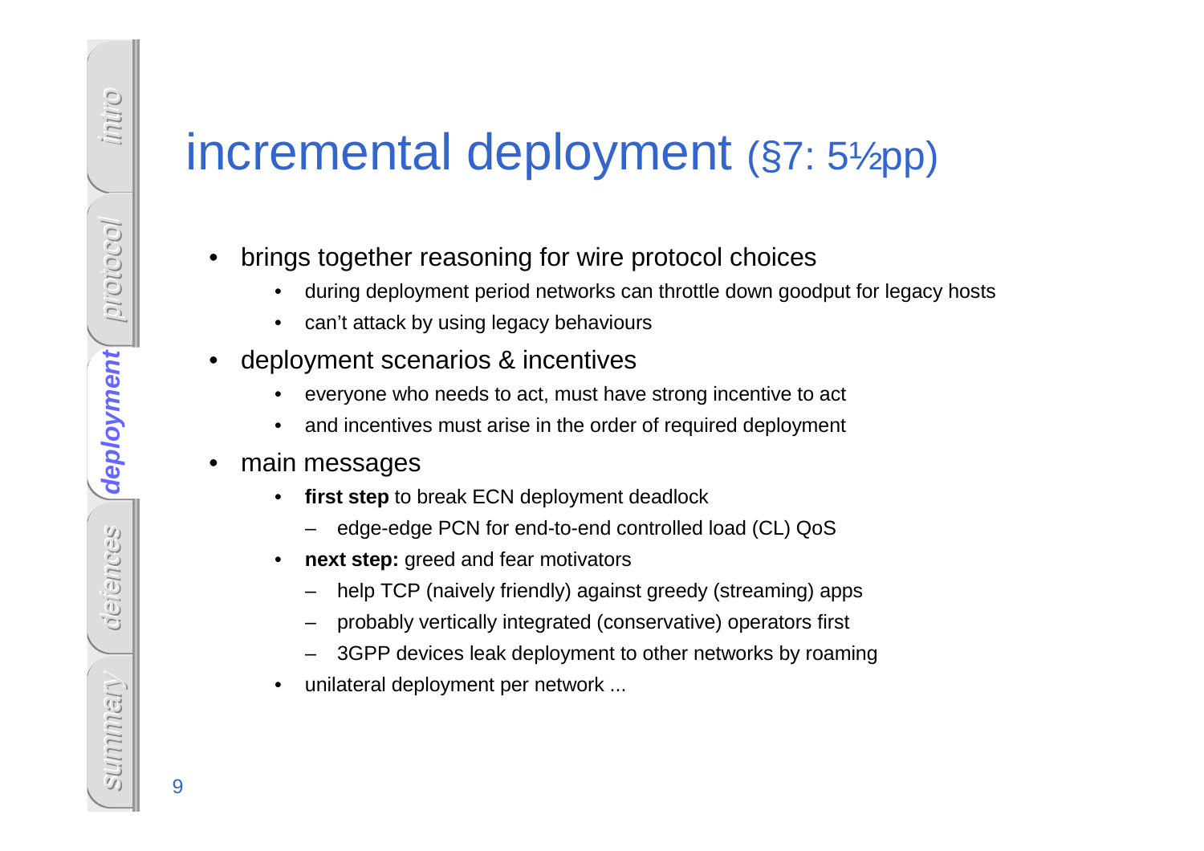# incremental deployment (§7: 5½pp)

- brings together reasoning for wire protocol choices
  - during deployment period networks can throttle down goodput for legacy hosts
  - can't attack by using legacy behaviours
- deployment scenarios & incentives
  - everyone who needs to act, must have strong incentive to act
  - and incentives must arise in the order of required deployment
- main messages
  - **first step** to break ECN deployment deadlock
    - edge-edge PCN for end-to-end controlled load (CL) QoS
  - **next step:** greed and fear motivators
    - help TCP (naively friendly) against greedy (streaming) apps
    - probably vertically integrated (conservative) operators first
    - 3GPP devices leak deployment to other networks by roaming
  - unilateral deployment per network ...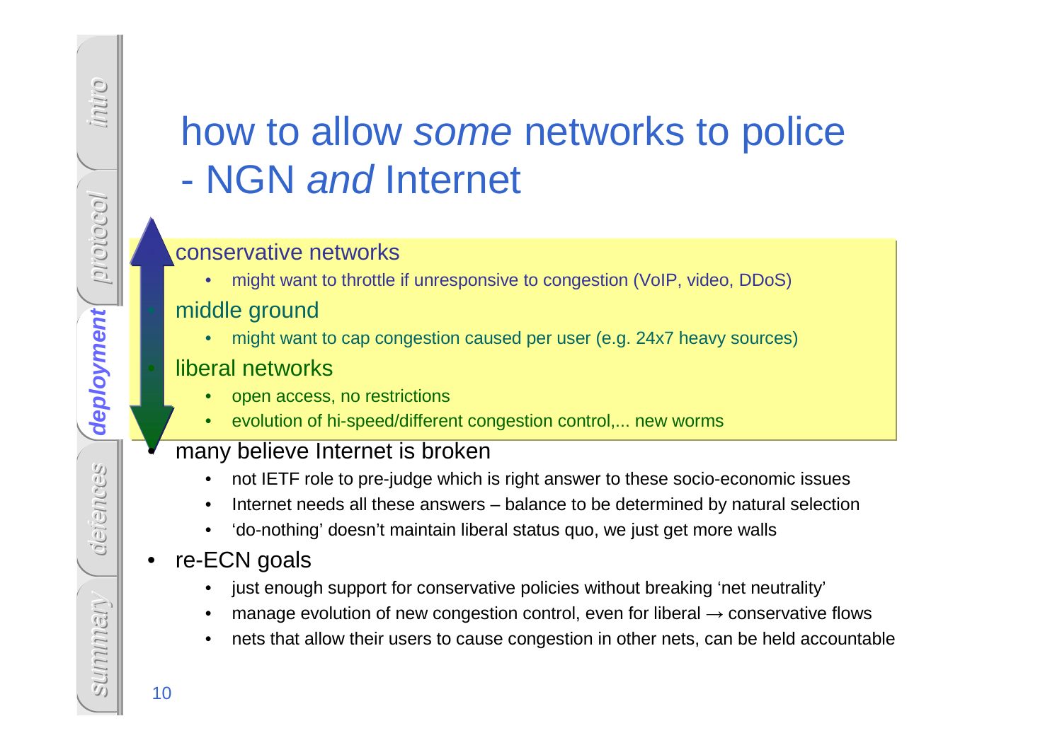# how to allow *some* networks to police - NGN *and* Internet

- conservative networks
  - might want to throttle if unresponsive to congestion (VoIP, video, DDoS)
- middle ground
  - might want to cap congestion caused per user (e.g. 24x7 heavy sources)
- liberal networks
  - open access, no restrictions
  - evolution of hi-speed/different congestion control,... new worms
- many believe Internet is broken
  - not IETF role to pre-judge which is right answer to these socio-economic issues
  - Internet needs all these answers – balance to be determined by natural selection
  - 'do-nothing' doesn't maintain liberal status quo, we just get more walls
- re-ECN goals
  - just enough support for conservative policies without breaking 'net neutrality'
  - manage evolution of new congestion control, even for liberal → conservative flows
  - nets that allow their users to cause congestion in other nets, can be held accountable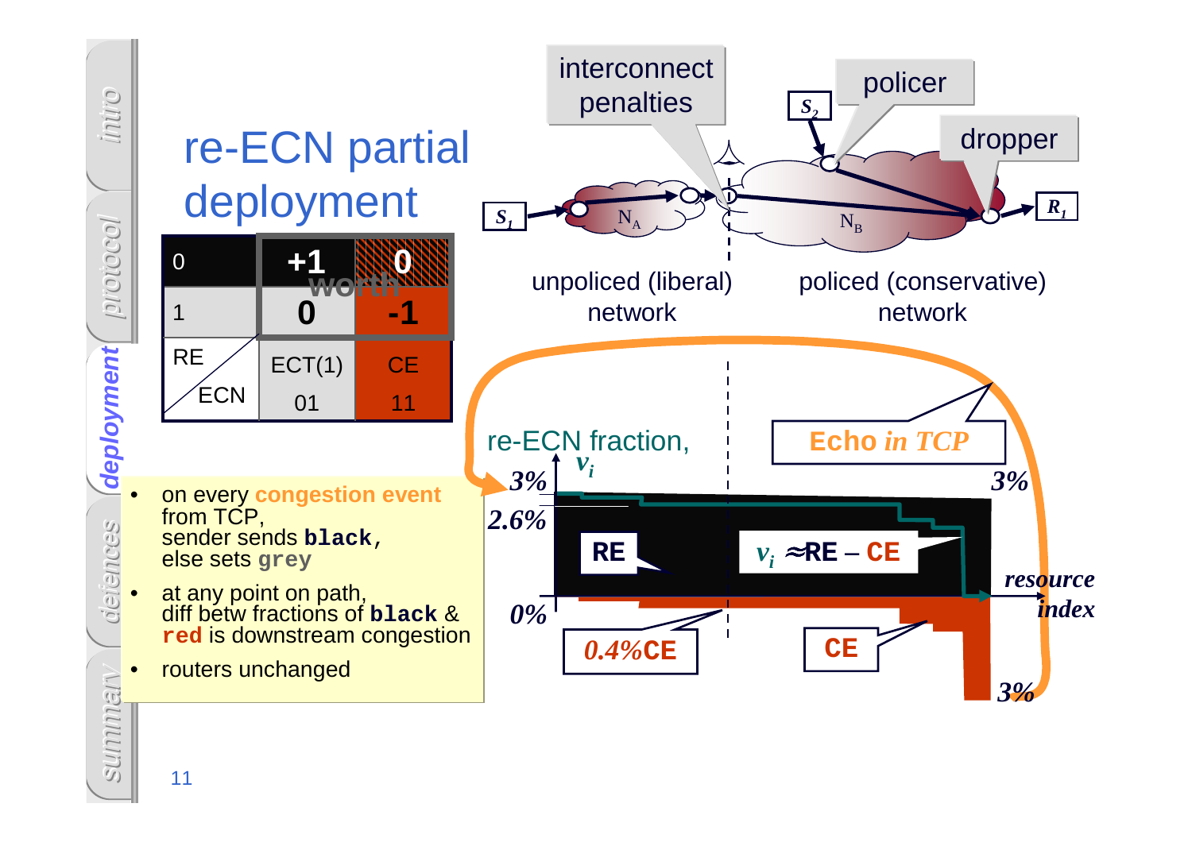# re-ECN partial deployment

| | worth | |
|---|---|---|
| 0 | +1 | 0 |
| 1 | 0 | -1 |
| RE / ECN | ECT(1) 01 | CE 11 |

- on every **congestion event** from TCP, sender sends **black**, else sets **grey**
- at any point on path, diff betw fractions of **black** & **red** is downstream congestion
- routers unchanged

interconnect penalties

policer

dropper

$S_1$ $S_2$ $R_1$ $N_A$ $N_B$

unpoliced (liberal) network

policed (conservative) network

re-ECN fraction, $v_i$

Echo *in TCP*

3% 2.6% 0% 3% 3%

RE

$v_i \approx$ RE – CE

*resource index*

*0.4%*CE

CE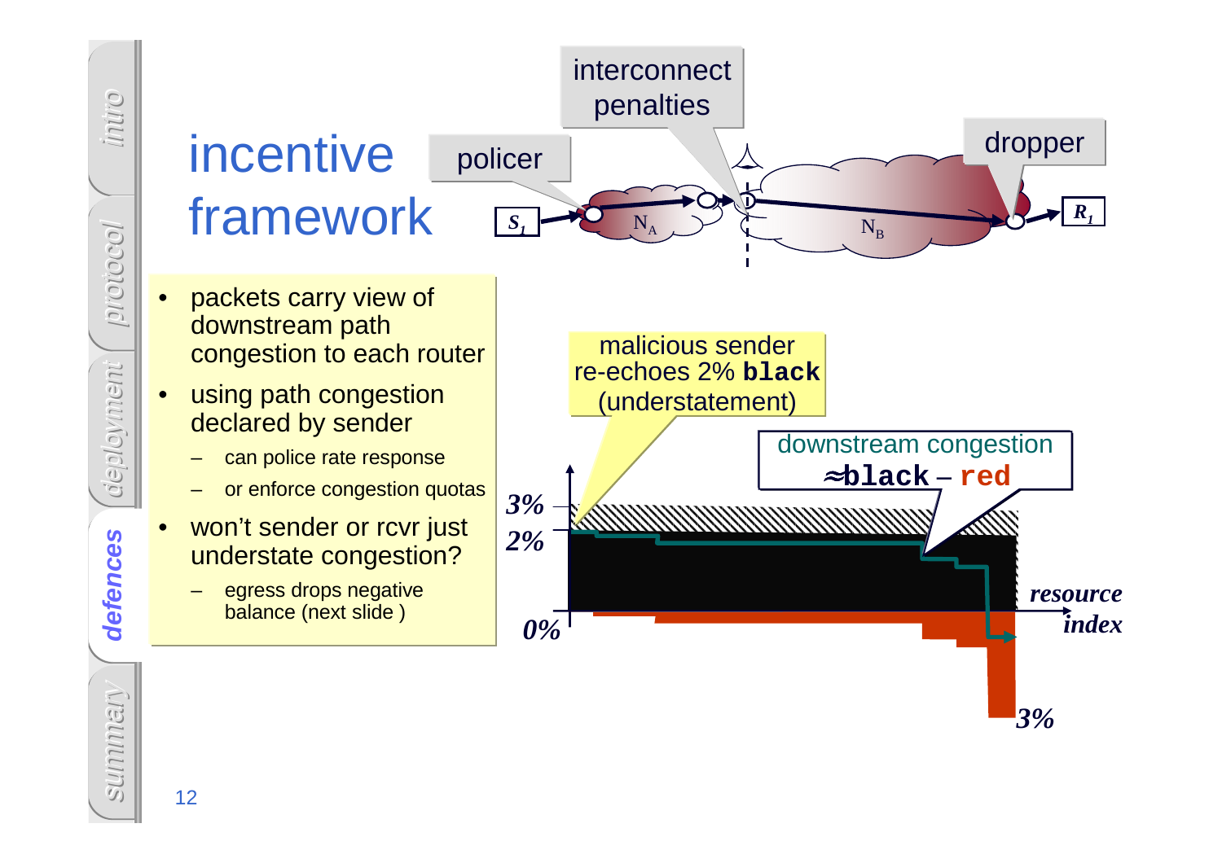# incentive framework

- packets carry view of downstream path congestion to each router
- using path congestion declared by sender
  - can police rate response
  - or enforce congestion quotas
- won't sender or rcvr just understate congestion?
  - egress drops negative balance (next slide )

policer

interconnect penalties

dropper

$S_1$ — $N_A$ — $N_B$ — $R_1$

malicious sender re-echoes 2% **black** (understatement)

downstream congestion ≈**black** – **red**

3%

2%

0%

*resource index*

3%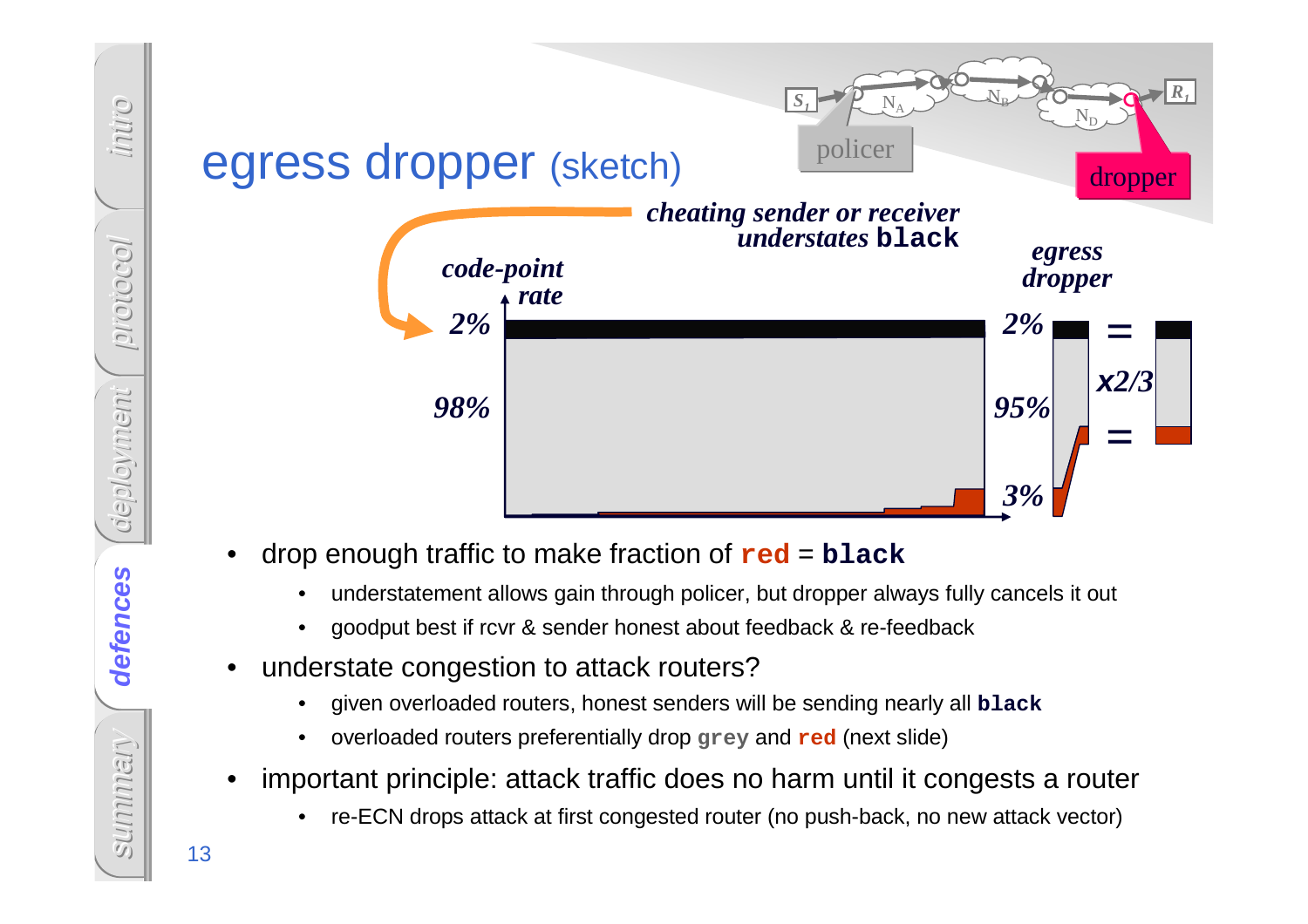# egress dropper (sketch)

- drop enough traffic to make fraction of **red** = **black**
  - understatement allows gain through policer, but dropper always fully cancels it out
  - goodput best if rcvr & sender honest about feedback & re-feedback
- understate congestion to attack routers?
  - given overloaded routers, honest senders will be sending nearly all **black**
  - overloaded routers preferentially drop **grey** and **red** (next slide)
- important principle: attack traffic does no harm until it congests a router
  - re-ECN drops attack at first congested router (no push-back, no new attack vector)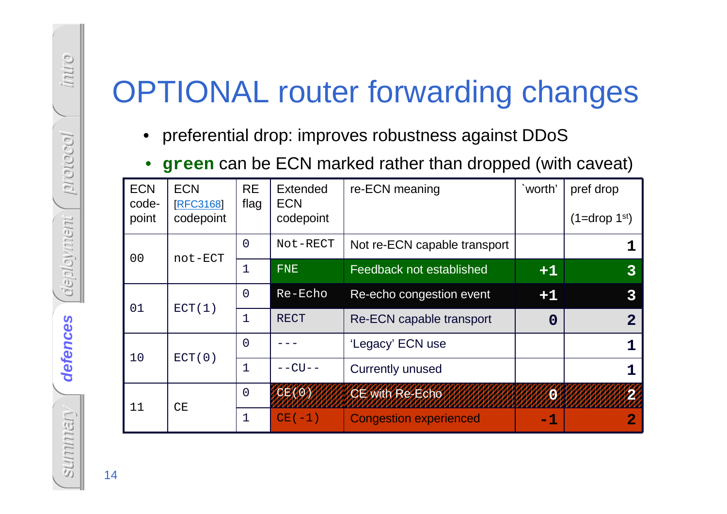# OPTIONAL router forwarding changes

- preferential drop: improves robustness against DDoS
- **green** can be ECN marked rather than dropped (with caveat)

| ECN code-point | ECN [RFC3168] codepoint | RE flag | Extended ECN codepoint | re-ECN meaning | `worth' | pref drop (1=drop 1st) |
|---|---|---|---|---|---|---|
| 00 | not-ECT | 0 | Not-RECT | Not re-ECN capable transport | | 1 |
| | | 1 | FNE | Feedback not established | +1 | 3 |
| 01 | ECT(1) | 0 | Re-Echo | Re-echo congestion event | +1 | 3 |
| | | 1 | RECT | Re-ECN capable transport | 0 | 2 |
| 10 | ECT(0) | 0 | --- | 'Legacy' ECN use | | 1 |
| | | 1 | --CU-- | Currently unused | | 1 |
| 11 | CE | 0 | CE(0) | CE with Re-Echo | 0 | 2 |
| | | 1 | CE(-1) | Congestion experienced | -1 | 2 |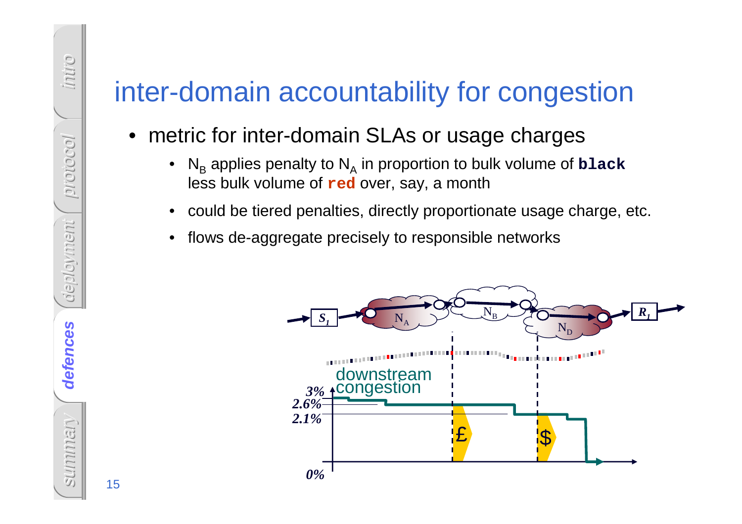# inter-domain accountability for congestion

- metric for inter-domain SLAs or usage charges
  - $N_B$ applies penalty to $N_A$ in proportion to bulk volume of **black** less bulk volume of **red** over, say, a month
  - could be tiered penalties, directly proportionate usage charge, etc.
  - flows de-aggregate precisely to responsible networks

$S_1$ → $N_A$ → $N_B$ → $N_D$ → $R_1$

downstream congestion

3%
2.6%
2.1%
0%

£ $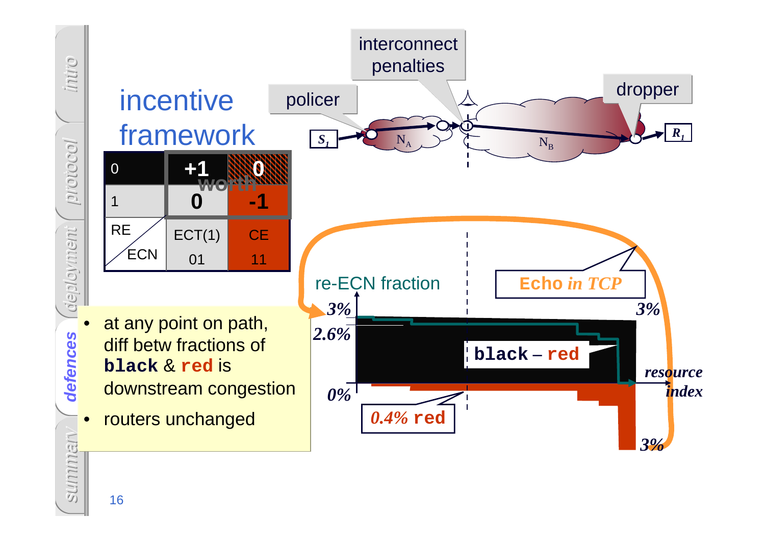# incentive framework

| 0 | +1 | 0 |
|---|---|---|
| 1 | 0 | -1 |
| RE / ECN | ECT(1) 01 | CE 11 |

worth

- at any point on path, diff betw fractions of **black** & **red** is downstream congestion
- routers unchanged

policer

interconnect penalties

dropper

$S_1$ — $N_A$ — $N_B$ — $R_1$

re-ECN fraction

*Echo in TCP*

*3%*

*2.6%*

*0%*

*3%*

**black** – **red**

*resource index*

*0.4%* **red**

*3%*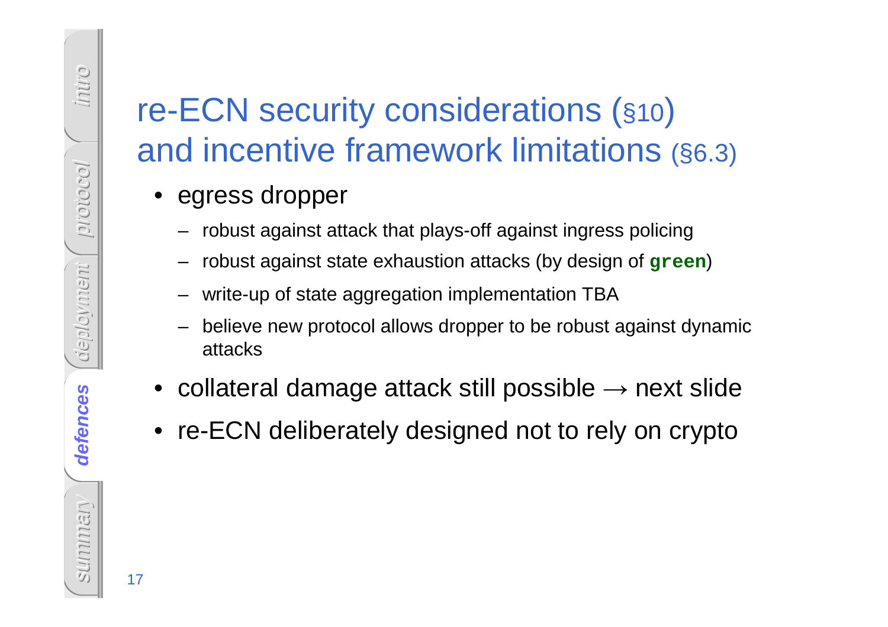# re-ECN security considerations (§10) and incentive framework limitations (§6.3)

- egress dropper
  - robust against attack that plays-off against ingress policing
  - robust against state exhaustion attacks (by design of `green`)
  - write-up of state aggregation implementation TBA
  - believe new protocol allows dropper to be robust against dynamic attacks
- collateral damage attack still possible → next slide
- re-ECN deliberately designed not to rely on crypto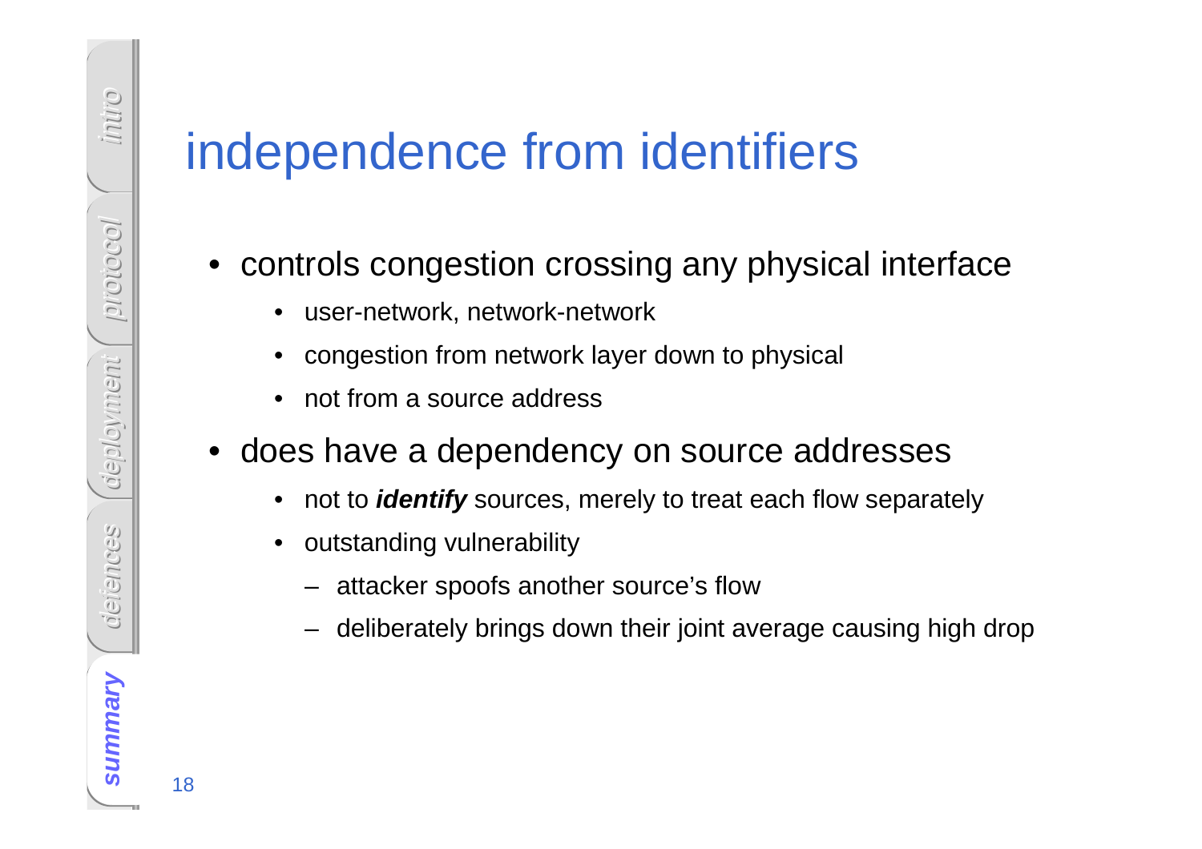# independence from identifiers

- controls congestion crossing any physical interface
  - user-network, network-network
  - congestion from network layer down to physical
  - not from a source address
- does have a dependency on source addresses
  - not to ***identify*** sources, merely to treat each flow separately
  - outstanding vulnerability
    - attacker spoofs another source's flow
    - deliberately brings down their joint average causing high drop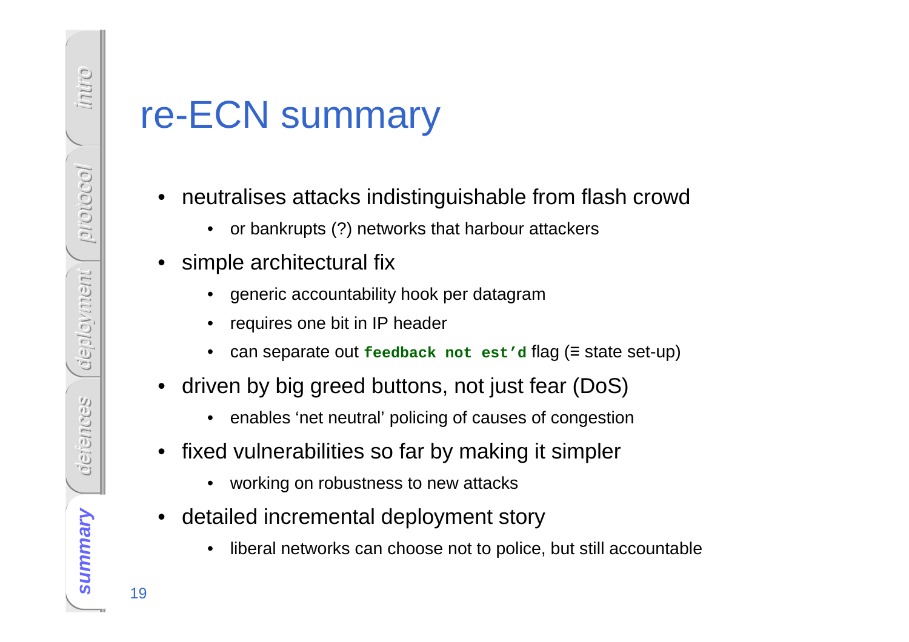# re-ECN summary

- neutralises attacks indistinguishable from flash crowd
  - or bankrupts (?) networks that harbour attackers
- simple architectural fix
  - generic accountability hook per datagram
  - requires one bit in IP header
  - can separate out **`feedback not est'd`** flag (≡ state set-up)
- driven by big greed buttons, not just fear (DoS)
  - enables 'net neutral' policing of causes of congestion
- fixed vulnerabilities so far by making it simpler
  - working on robustness to new attacks
- detailed incremental deployment story
  - liberal networks can choose not to police, but still accountable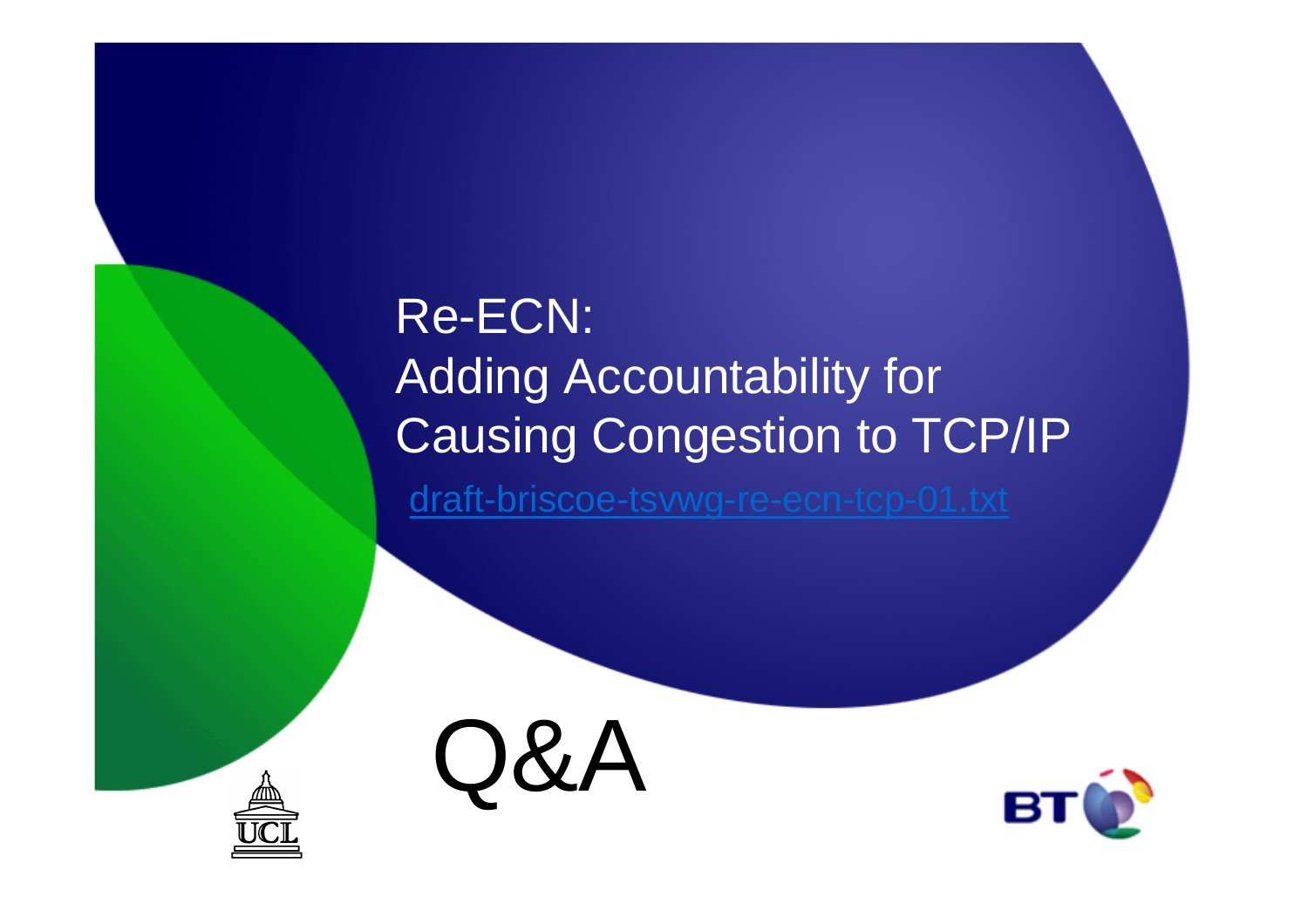# Re-ECN: Adding Accountability for Causing Congestion to TCP/IP

[draft-briscoe-tsvwg-re-ecn-tcp-01.txt](draft-briscoe-tsvwg-re-ecn-tcp-01.txt)

# Q&A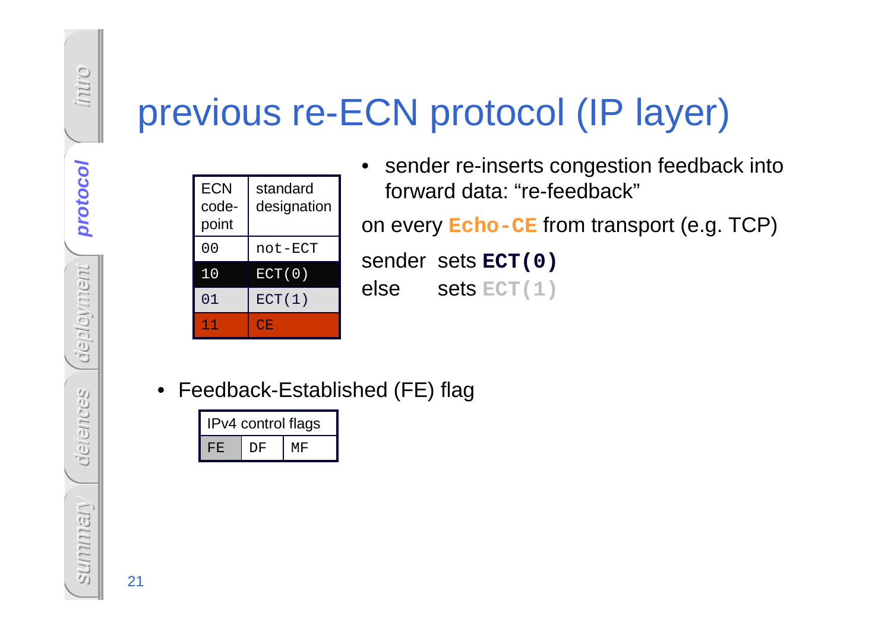# previous re-ECN protocol (IP layer)

| ECN code-point | standard designation |
|---|---|
| 00 | not-ECT |
| 10 | ECT(0) |
| 01 | ECT(1) |
| 11 | CE |

- sender re-inserts congestion feedback into forward data: “re-feedback”

on every **Echo-CE** from transport (e.g. TCP)

sender sets **ECT(0)**
else sets ECT(1)

- Feedback-Established (FE) flag

| IPv4 control flags | | |
|---|---|---|
| FE | DF | MF |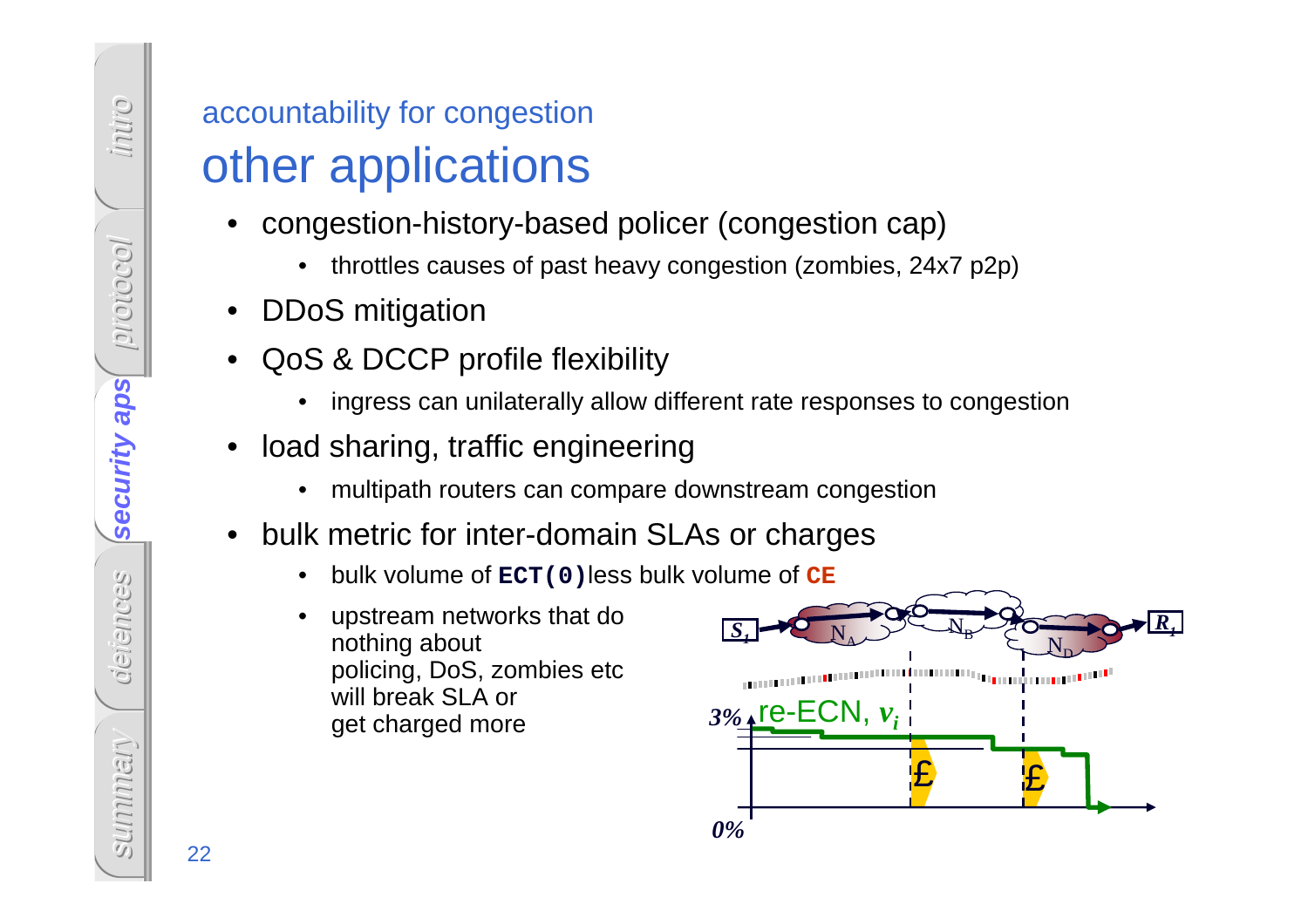accountability for congestion

# other applications

- congestion-history-based policer (congestion cap)
  - throttles causes of past heavy congestion (zombies, 24x7 p2p)
- DDoS mitigation
- QoS & DCCP profile flexibility
  - ingress can unilaterally allow different rate responses to congestion
- load sharing, traffic engineering
  - multipath routers can compare downstream congestion
- bulk metric for inter-domain SLAs or charges
  - bulk volume of **`ECT(0)`** less bulk volume of **`CE`**
  - upstream networks that do nothing about policing, DoS, zombies etc will break SLA or get charged more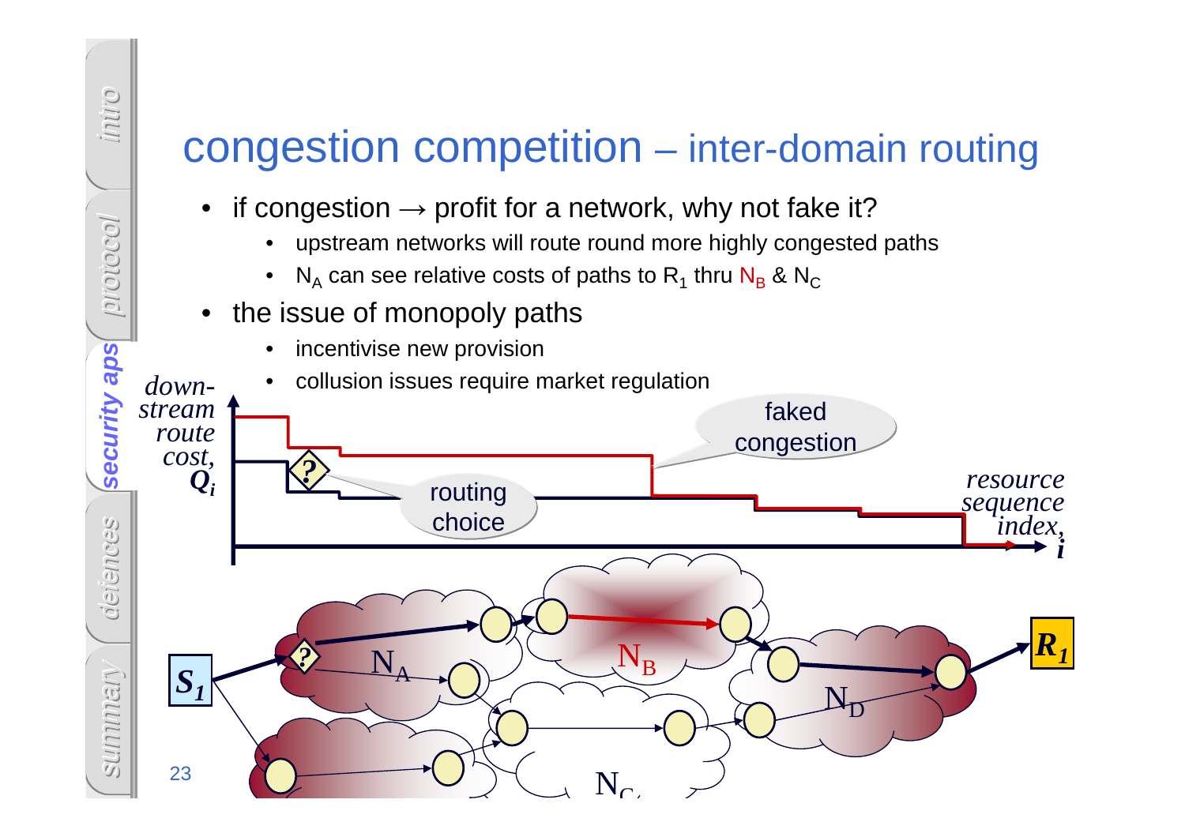# congestion competition – inter-domain routing

- if congestion → profit for a network, why not fake it?
  - upstream networks will route round more highly congested paths
  - $N_A$ can see relative costs of paths to $R_1$ thru $N_B$ & $N_C$
- the issue of monopoly paths
  - incentivise new provision
  - collusion issues require market regulation

*down-stream route cost,* $Q_i$

faked congestion

routing choice

*resource sequence index,* $i$

$S_1$

$N_A$

$N_B$

$N_C$

$N_D$

$R_1$